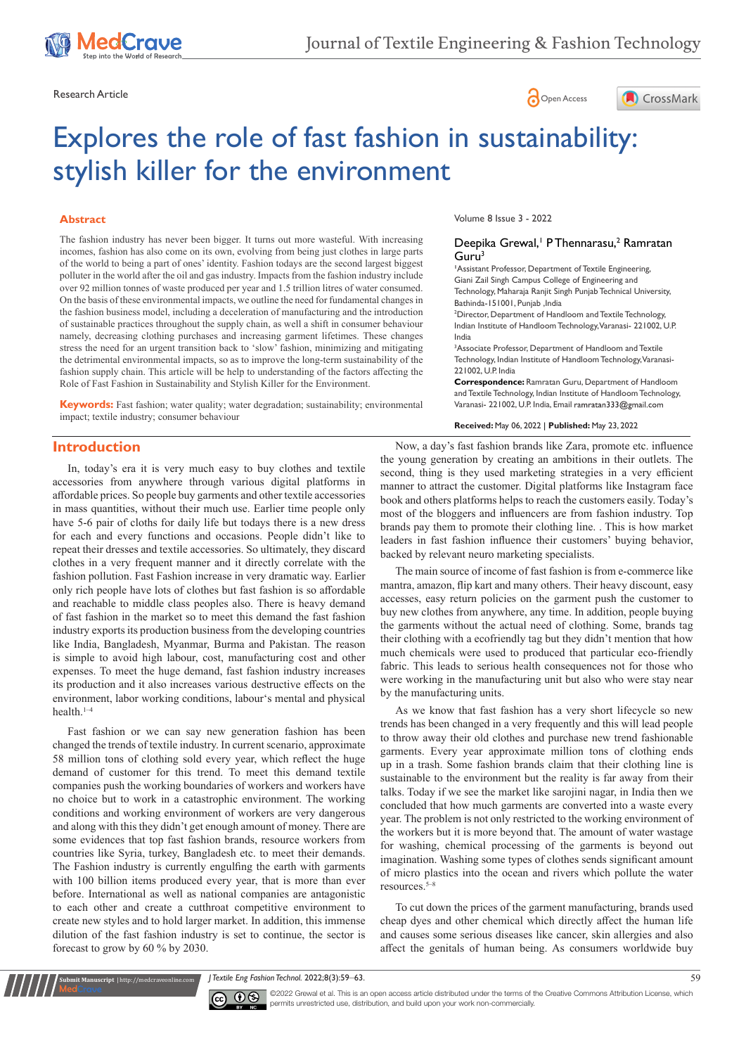Research Article

Open Access

# Explores the role of fast fashion in sustainability: stylish killer for the environment

Volume 8 Issue 3 - 2022

Deepika Grewal,[1] P Thennarasu,[2] Ramratan Guru[3]

[1]Assistant Professor, Department of Textile Engineering, Giani Zail Singh Campus College of Engineering and Technology, Maharaja Ranjit Singh Punjab Technical University, Bathinda-151001, Punjab ,India

[2]Director, Department of Handloom and Textile Technology, Indian Institute of Handloom Technology,Varanasi- 221002, U.P. India

[3]Associate Professor, Department of Handloom and Textile Technology, Indian Institute of Handloom Technology,Varanasi-221002, U.P. India

**Correspondence:** Ramratan Guru, Department of Handloom and Textile Technology, Indian Institute of Handloom Technology, Varanasi- 221002, U.P. India, Email ramratan333@gmail.com

**Received:** May 06, 2022 | **Published:** May 23, 2022

## Abstract

The fashion industry has never been bigger. It turns out more wasteful. With increasing incomes, fashion has also come on its own, evolving from being just clothes in large parts of the world to being a part of ones' identity. Fashion todays are the second largest biggest polluter in the world after the oil and gas industry. Impacts from the fashion industry include over 92 million tonnes of waste produced per year and 1.5 trillion litres of water consumed. On the basis of these environmental impacts, we outline the need for fundamental changes in the fashion business model, including a deceleration of manufacturing and the introduction of sustainable practices throughout the supply chain, as well a shift in consumer behaviour namely, decreasing clothing purchases and increasing garment lifetimes. These changes stress the need for an urgent transition back to 'slow' fashion, minimizing and mitigating the detrimental environmental impacts, so as to improve the long-term sustainability of the fashion supply chain. This article will be help to understanding of the factors affecting the Role of Fast Fashion in Sustainability and Stylish Killer for the Environment.

**Keywords:** Fast fashion; water quality; water degradation; sustainability; environmental impact; textile industry; consumer behaviour

## Introduction

In, today's era it is very much easy to buy clothes and textile accessories from anywhere through various digital platforms in affordable prices. So people buy garments and other textile accessories in mass quantities, without their much use. Earlier time people only have 5-6 pair of cloths for daily life but todays there is a new dress for each and every function and occasions. People didn't like to repeat their dresses and textile accessories. So ultimately, they discard clothes in a very frequent manner and it directly correlate with the fashion pollution. Fast Fashion increase in very dramatic way. Earlier only rich people have lots of clothes but fast fashion is so affordable and reachable to middle class peoples also. There is heavy demand of fast fashion in the market so to meet this demand the fast fashion industry exports its production business from the developing countries like India, Bangladesh, Myanmar, Burma and Pakistan. The reason is simple to avoid high labour, cost, manufacturing cost and other expenses. To meet the huge demand, fast fashion industry increases its production and it also increases various destructive effects on the environment, labor working conditions, labour's mental and physical health.[1–4]

Fast fashion or we can say new generation fashion has been changed the trends of textile industry. In current scenario, approximate 58 million tons of clothing sold every year, which reflect the huge demand of customer for this trend. To meet this demand textile companies push the working boundaries of workers and workers have no choice but to work in a catastrophic environment. The working conditions and working environment of workers are very dangerous and along with this they didn't get enough amount of money. There are some evidences that top fast fashion brands, resource workers from countries like Syria, turkey, Bangladesh etc. to meet their demands. The Fashion industry is currently engulfing the earth with garments with 100 billion items produced every year, that is more than ever before. International as well as national companies are antagonistic to each other and create a cutthroat competitive environment to create new styles and to hold larger market. In addition, this immense dilution of the fast fashion industry is set to continue, the sector is forecast to grow by 60 % by 2030.

Now, a day's fast fashion brands like Zara, promote etc. influence the young generation by creating an ambitions in their outlets. The second, thing is they used marketing strategies in a very efficient manner to attract the customer. Digital platforms like Instagram face book and others platforms helps to reach the customers easily. Today's most of the bloggers and influencers are from fashion industry. Top brands pay them to promote their clothing line. . This is how market leaders in fast fashion influence their customers' buying behavior, backed by relevant neuro marketing specialists.

The main source of income of fast fashion is from e-commerce like mantra, amazon, flip kart and many others. Their heavy discount, easy accesses, easy return policies on the garment push the customer to buy new clothes from anywhere, any time. In addition, people buying the garments without the actual need of clothing. Some, brands tag their clothing with a ecofriendly tag but they didn't mention that how much chemicals were used to produced that particular eco-friendly fabric. This leads to serious health consequences not for those who were working in the manufacturing unit but also who were stay near by the manufacturing units.

As we know that fast fashion has a very short lifecycle so new trends has been changed in a very frequently and this will lead people to throw away their old clothes and purchase new trend fashionable garments. Every year approximate million tons of clothing ends up in a trash. Some fashion brands claim that their clothing line is sustainable to the environment but the reality is far away from their talks. Today if we see the market like sarojini nagar, in India then we concluded that how much garments are converted into a waste every year. The problem is not only restricted to the working environment of the workers but it is more beyond that. The amount of water wastage for washing, chemical processing of the garments is beyond out imagination. Washing some types of clothes sends significant amount of micro plastics into the ocean and rivers which pollute the water resources.[5–8]

To cut down the prices of the garment manufacturing, brands used cheap dyes and other chemical which directly affect the human life and causes some serious diseases like cancer, skin allergies and also affect the genitals of human being. As consumers worldwide buy

©2022 Grewal et al. This is an open access article distributed under the terms of the Creative Commons Attribution License, which permits unrestricted use, distribution, and build upon your work non-commercially.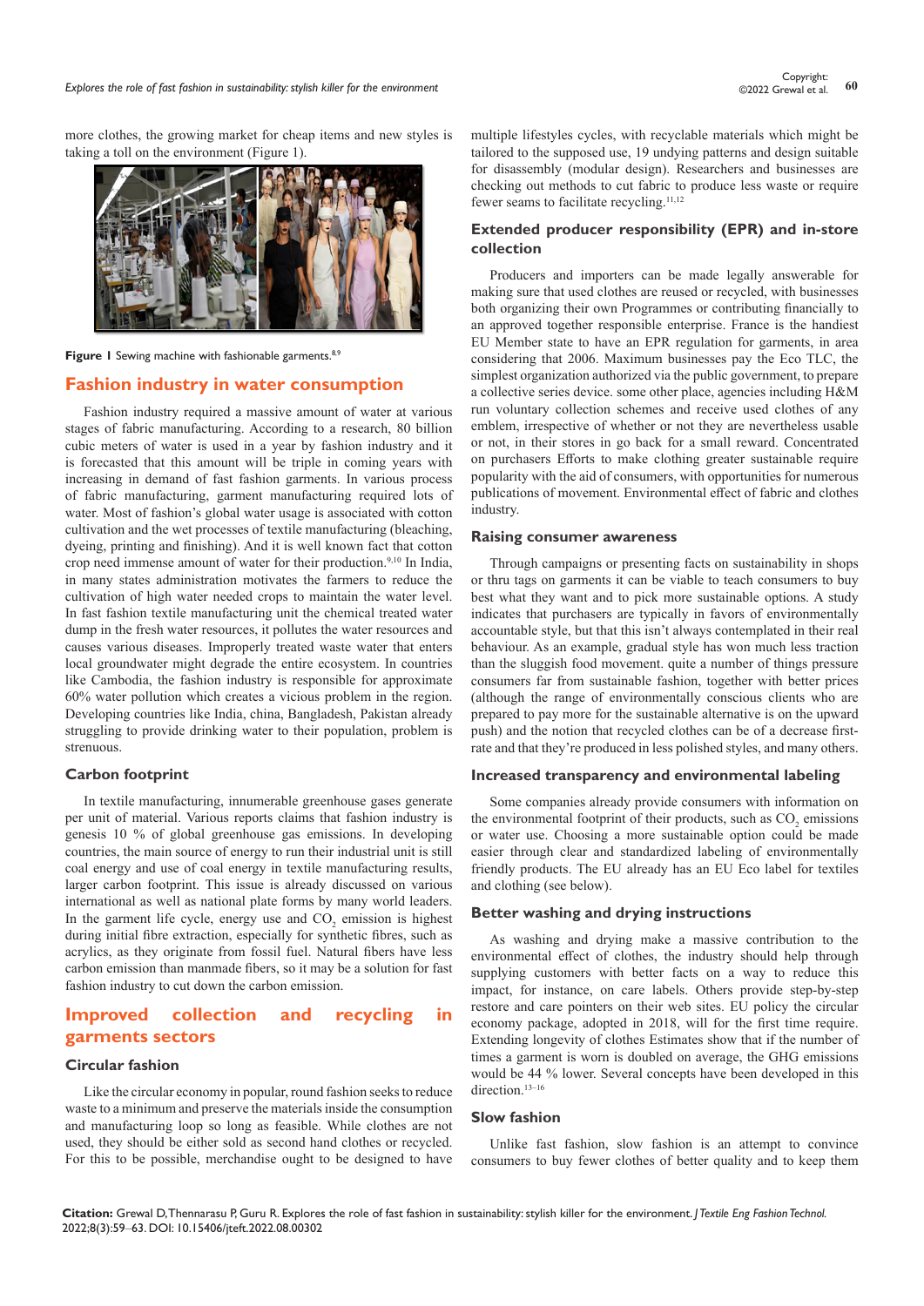more clothes, the growing market for cheap items and new styles is taking a toll on the environment (Figure 1).

**Figure 1** Sewing machine with fashionable garments.[8,9]

## Fashion industry in water consumption

Fashion industry required a massive amount of water at various stages of fabric manufacturing. According to a research, 80 billion cubic meters of water is used in a year by fashion industry and it is forecasted that this amount will be triple in coming years with increasing in demand of fast fashion garments. In various process of fabric manufacturing, garment manufacturing required lots of water. Most of fashion's global water usage is associated with cotton cultivation and the wet processes of textile manufacturing (bleaching, dyeing, printing and finishing). And it is well known fact that cotton crop need immense amount of water for their production.[9,10] In India, in many states administration motivates the farmers to reduce the cultivation of high water needed crops to maintain the water level. In fast fashion textile manufacturing unit the chemical treated water dump in the fresh water resources, it pollutes the water resources and causes various diseases. Improperly treated waste water that enters local groundwater might degrade the entire ecosystem. In countries like Cambodia, the fashion industry is responsible for approximate 60% water pollution which creates a vicious problem in the region. Developing countries like India, china, Bangladesh, Pakistan already struggling to provide drinking water to their population, problem is strenuous.

### Carbon footprint

In textile manufacturing, innumerable greenhouse gases generate per unit of material. Various reports claims that fashion industry is genesis 10 % of global greenhouse gas emissions. In developing countries, the main source of energy to run their industrial unit is still coal energy and use of coal energy in textile manufacturing results, larger carbon footprint. This issue is already discussed on various international as well as national plate forms by many world leaders. In the garment life cycle, energy use and $CO_2$ emission is highest during initial fibre extraction, especially for synthetic fibres, such as acrylics, as they originate from fossil fuel. Natural fibers have less carbon emission than manmade fibers, so it may be a solution for fast fashion industry to cut down the carbon emission.

## Improved collection and recycling in garments sectors

### Circular fashion

Like the circular economy in popular, round fashion seeks to reduce waste to a minimum and preserve the materials inside the consumption and manufacturing loop so long as feasible. While clothes are not used, they should be either sold as second hand clothes or recycled. For this to be possible, merchandise ought to be designed to have multiple lifestyles cycles, with recyclable materials which might be tailored to the supposed use, 19 undying patterns and design suitable for disassembly (modular design). Researchers and businesses are checking out methods to cut fabric to produce less waste or require fewer seams to facilitate recycling.[11,12]

### Extended producer responsibility (EPR) and in-store collection

Producers and importers can be made legally answerable for making sure that used clothes are reused or recycled, with businesses both organizing their own Programmes or contributing financially to an approved together responsible enterprise. France is the handiest EU Member state to have an EPR regulation for garments, in area considering that 2006. Maximum businesses pay the Eco TLC, the simplest organization authorized via the public government, to prepare a collective series device. some other place, agencies including H&M run voluntary collection schemes and receive used clothes of any emblem, irrespective of whether or not they are nevertheless usable or not, in their stores in go back for a small reward. Concentrated on purchasers Efforts to make clothing greater sustainable require popularity with the aid of consumers, with opportunities for numerous publications of movement. Environmental effect of fabric and clothes industry.

### Raising consumer awareness

Through campaigns or presenting facts on sustainability in shops or thru tags on garments it can be viable to teach consumers to buy best what they want and to pick more sustainable options. A study indicates that purchasers are typically in favors of environmentally accountable style, but that this isn't always contemplated in their real behaviour. As an example, gradual style has won much less traction than the sluggish food movement. quite a number of things pressure consumers far from sustainable fashion, together with better prices (although the range of environmentally conscious clients who are prepared to pay more for the sustainable alternative is on the upward push) and the notion that recycled clothes can be of a decrease first-rate and that they're produced in less polished styles, and many others.

### Increased transparency and environmental labeling

Some companies already provide consumers with information on the environmental footprint of their products, such as $CO_2$ emissions or water use. Choosing a more sustainable option could be made easier through clear and standardized labeling of environmentally friendly products. The EU already has an EU Eco label for textiles and clothing (see below).

### Better washing and drying instructions

As washing and drying make a massive contribution to the environmental effect of clothes, the industry should help through supplying customers with better facts on a way to reduce this impact, for instance, on care labels. Others provide step-by-step restore and care pointers on their web sites. EU policy the circular economy package, adopted in 2018, will for the first time require. Extending longevity of clothes Estimates show that if the number of times a garment is worn is doubled on average, the GHG emissions would be 44 % lower. Several concepts have been developed in this direction.[13–16]

### Slow fashion

Unlike fast fashion, slow fashion is an attempt to convince consumers to buy fewer clothes of better quality and to keep them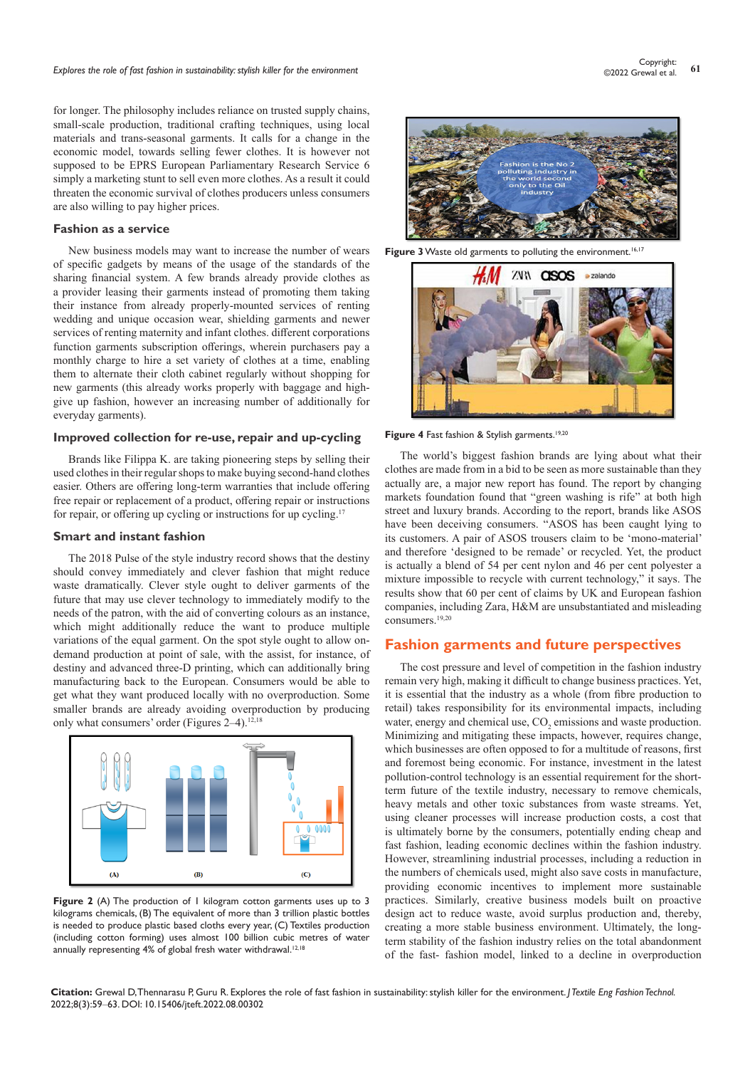for longer. The philosophy includes reliance on trusted supply chains, small-scale production, traditional crafting techniques, using local materials and trans-seasonal garments. It calls for a change in the economic model, towards selling fewer clothes. It is however not supposed to be EPRS European Parliamentary Research Service 6 simply a marketing stunt to sell even more clothes. As a result it could threaten the economic survival of clothes producers unless consumers are also willing to pay higher prices.

### Fashion as a service

New business models may want to increase the number of wears of specific gadgets by means of the usage of the standards of the sharing financial system. A few brands already provide clothes as a provider leasing their garments instead of promoting them taking their instance from already properly-mounted services of renting wedding and unique occasion wear, shielding garments and newer services of renting maternity and infant clothes. different corporations function garments subscription offerings, wherein purchasers pay a monthly charge to hire a set variety of clothes at a time, enabling them to alternate their cloth cabinet regularly without shopping for new garments (this already works properly with baggage and high-give up fashion, however an increasing number of additionally for everyday garments).

### Improved collection for re-use, repair and up-cycling

Brands like Filippa K. are taking pioneering steps by selling their used clothes in their regular shops to make buying second-hand clothes easier. Others are offering long-term warranties that include offering free repair or replacement of a product, offering repair or instructions for repair, or offering up cycling or instructions for up cycling.[17]

### Smart and instant fashion

The 2018 Pulse of the style industry record shows that the destiny should convey immediately and clever fashion that might reduce waste dramatically. Clever style ought to deliver garments of the future that may use clever technology to immediately modify to the needs of the patron, with the aid of converting colours as an instance, which might additionally reduce the want to produce multiple variations of the equal garment. On the spot style ought to allow on-demand production at point of sale, with the assist, for instance, of destiny and advanced three-D printing, which can additionally bring manufacturing back to the European. Consumers would be able to get what they want produced locally with no overproduction. Some smaller brands are already avoiding overproduction by producing only what consumers' order (Figures 2–4).[12,18]

(A) (B) (C)

**Figure 2** (A) The production of 1 kilogram cotton garments uses up to 3 kilograms chemicals, (B) The equivalent of more than 3 trillion plastic bottles is needed to produce plastic based cloths every year, (C) Textiles production (including cotton forming) uses almost 100 billion cubic metres of water annually representing 4% of global fresh water withdrawal.[12,18]

Fashion is the No 2 polluting industry in the world second only to the Oil industry

**Figure 3** Waste old garments to polluting the environment.[16,17]

H&M ZARA asos zalando

**Figure 4** Fast fashion & Stylish garments.[19,20]

The world's biggest fashion brands are lying about what their clothes are made from in a bid to be seen as more sustainable than they actually are, a major new report has found. The report by changing markets foundation found that "green washing is rife" at both high street and luxury brands. According to the report, brands like ASOS have been deceiving consumers. "ASOS has been caught lying to its customers. A pair of ASOS trousers claim to be 'mono-material' and therefore 'designed to be remade' or recycled. Yet, the product is actually a blend of 54 per cent nylon and 46 per cent polyester a mixture impossible to recycle with current technology," it says. The results show that 60 per cent of claims by UK and European fashion companies, including Zara, H&M are unsubstantiated and misleading consumers.[19,20]

## Fashion garments and future perspectives

The cost pressure and level of competition in the fashion industry remain very high, making it difficult to change business practices. Yet, it is essential that the industry as a whole (from fibre production to retail) takes responsibility for its environmental impacts, including water, energy and chemical use, $CO_2$ emissions and waste production. Minimizing and mitigating these impacts, however, requires change, which businesses are often opposed to for a multitude of reasons, first and foremost being economic. For instance, investment in the latest pollution-control technology is an essential requirement for the short-term future of the textile industry, necessary to remove chemicals, heavy metals and other toxic substances from waste streams. Yet, using cleaner processes will increase production costs, a cost that is ultimately borne by the consumers, potentially ending cheap and fast fashion, leading economic declines within the fashion industry. However, streamlining industrial processes, including a reduction in the numbers of chemicals used, might also save costs in manufacture, providing economic incentives to implement more sustainable practices. Similarly, creative business models built on proactive design act to reduce waste, avoid surplus production and, thereby, creating a more stable business environment. Ultimately, the long-term stability of the fashion industry relies on the total abandonment of the fast- fashion model, linked to a decline in overproduction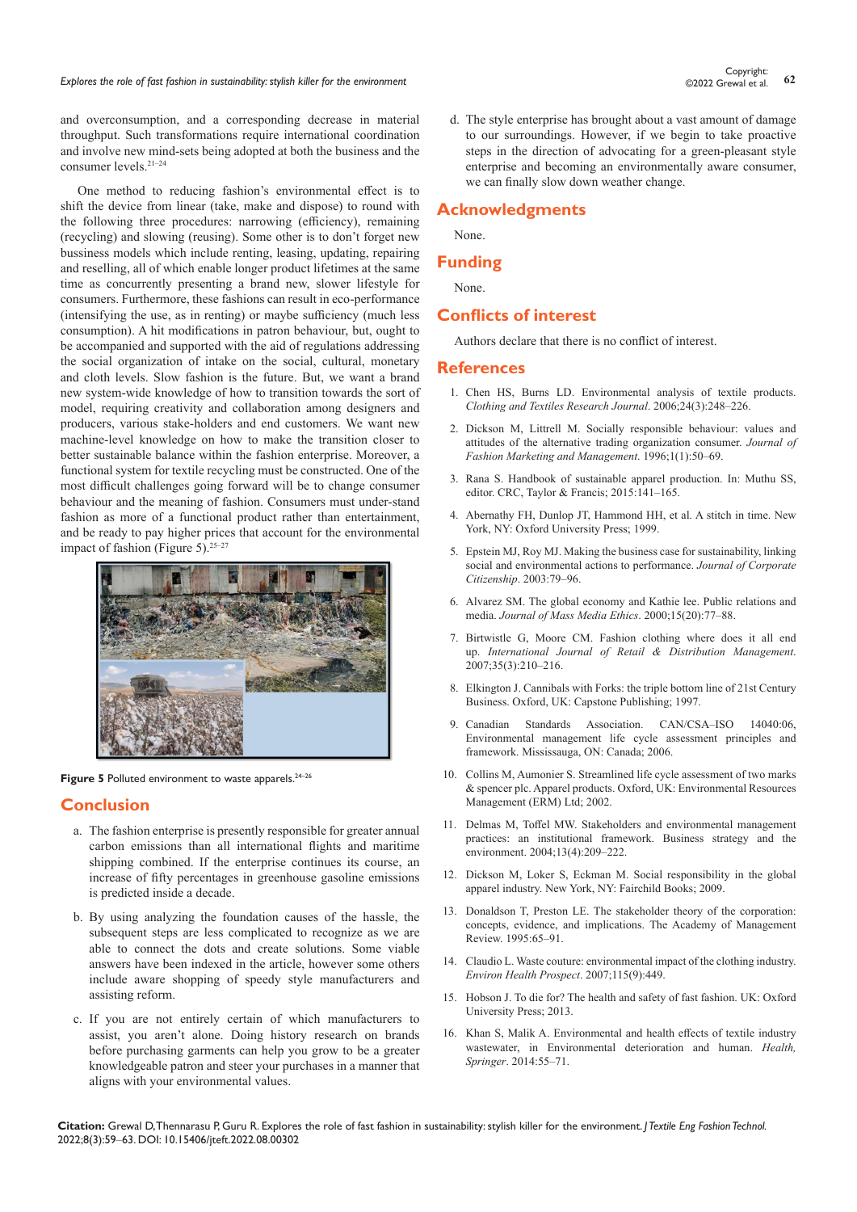and overconsumption, and a corresponding decrease in material throughput. Such transformations require international coordination and involve new mind-sets being adopted at both the business and the consumer levels.[21–24]

One method to reducing fashion's environmental effect is to shift the device from linear (take, make and dispose) to round with the following three procedures: narrowing (efficiency), remaining (recycling) and slowing (reusing). Some other is to don't forget new bussiness models which include renting, leasing, updating, repairing and reselling, all of which enable longer product lifetimes at the same time as concurrently presenting a brand new, slower lifestyle for consumers. Furthermore, these fashions can result in eco-performance (intensifying the use, as in renting) or maybe sufficiency (much less consumption). A hit modifications in patron behaviour, but, ought to be accompanied and supported with the aid of regulations addressing the social organization of intake on the social, cultural, monetary and cloth levels. Slow fashion is the future. But, we want a brand new system-wide knowledge of how to transition towards the sort of model, requiring creativity and collaboration among designers and producers, various stake-holders and end customers. We want new machine-level knowledge on how to make the transition closer to better sustainable balance within the fashion enterprise. Moreover, a functional system for textile recycling must be constructed. One of the most difficult challenges going forward will be to change consumer behaviour and the meaning of fashion. Consumers must under-stand fashion as more of a functional product rather than entertainment, and be ready to pay higher prices that account for the environmental impact of fashion (Figure 5).[25–27]

**Figure 5** Polluted environment to waste apparels.[24–26]

## Conclusion

a. The fashion enterprise is presently responsible for greater annual carbon emissions than all international flights and maritime shipping combined. If the enterprise continues its course, an increase of fifty percentages in greenhouse gasoline emissions is predicted inside a decade.

b. By using analyzing the foundation causes of the hassle, the subsequent steps are less complicated to recognize as we are able to connect the dots and create solutions. Some viable answers have been indexed in the article, however some others include aware shopping of speedy style manufacturers and assisting reform.

c. If you are not entirely certain of which manufacturers to assist, you aren't alone. Doing history research on brands before purchasing garments can help you grow to be a greater knowledgeable patron and steer your purchases in a manner that aligns with your environmental values.

d. The style enterprise has brought about a vast amount of damage to our surroundings. However, if we begin to take proactive steps in the direction of advocating for a green-pleasant style enterprise and becoming an environmentally aware consumer, we can finally slow down weather change.

## Acknowledgments

None.

## Funding

None.

## Conflicts of interest

Authors declare that there is no conflict of interest.

## References

1. Chen HS, Burns LD. Environmental analysis of textile products. *Clothing and Textiles Research Journal*. 2006;24(3):248–226.
2. Dickson M, Littrell M. Socially responsible behaviour: values and attitudes of the alternative trading organization consumer. *Journal of Fashion Marketing and Management*. 1996;1(1):50–69.
3. Rana S. Handbook of sustainable apparel production. In: Muthu SS, editor. CRC, Taylor & Francis; 2015:141–165.
4. Abernathy FH, Dunlop JT, Hammond HH, et al. A stitch in time. New York, NY: Oxford University Press; 1999.
5. Epstein MJ, Roy MJ. Making the business case for sustainability, linking social and environmental actions to performance. *Journal of Corporate Citizenship*. 2003:79–96.
6. Alvarez SM. The global economy and Kathie lee. Public relations and media. *Journal of Mass Media Ethics*. 2000;15(20):77–88.
7. Birtwistle G, Moore CM. Fashion clothing where does it all end up. *International Journal of Retail & Distribution Management*. 2007;35(3):210–216.
8. Elkington J. Cannibals with Forks: the triple bottom line of 21st Century Business. Oxford, UK: Capstone Publishing; 1997.
9. Canadian Standards Association. CAN/CSA–ISO 14040:06, Environmental management life cycle assessment principles and framework. Mississauga, ON: Canada; 2006.
10. Collins M, Aumonier S. Streamlined life cycle assessment of two marks & spencer plc. Apparel products. Oxford, UK: Environmental Resources Management (ERM) Ltd; 2002.
11. Delmas M, Toffel MW. Stakeholders and environmental management practices: an institutional framework. Business strategy and the environment. 2004;13(4):209–222.
12. Dickson M, Loker S, Eckman M. Social responsibility in the global apparel industry. New York, NY: Fairchild Books; 2009.
13. Donaldson T, Preston LE. The stakeholder theory of the corporation: concepts, evidence, and implications. The Academy of Management Review. 1995:65–91.
14. Claudio L. Waste couture: environmental impact of the clothing industry. *Environ Health Prospect*. 2007;115(9):449.
15. Hobson J. To die for? The health and safety of fast fashion. UK: Oxford University Press; 2013.
16. Khan S, Malik A. Environmental and health effects of textile industry wastewater, in Environmental deterioration and human. *Health, Springer*. 2014:55–71.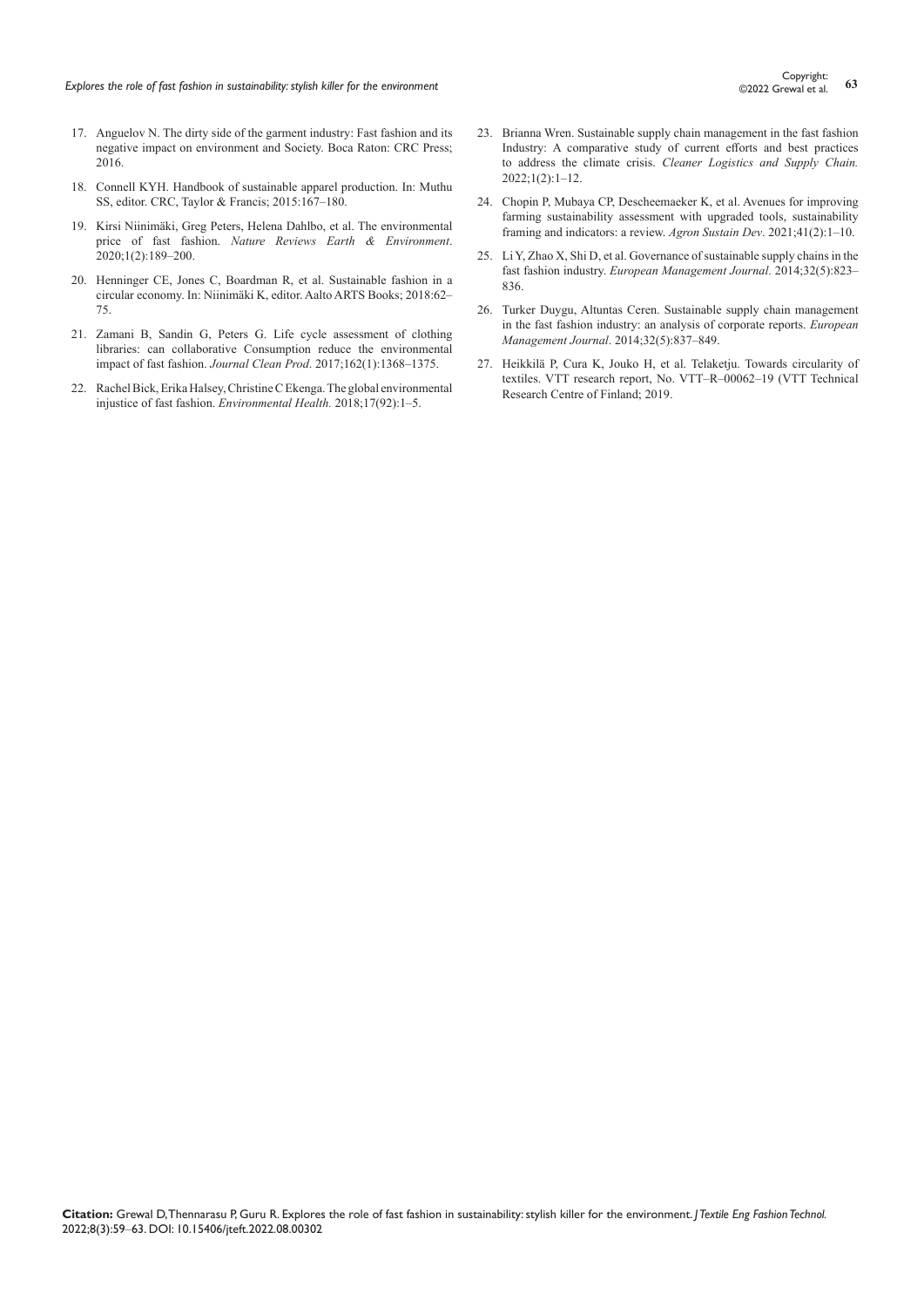17. Anguelov N. The dirty side of the garment industry: Fast fashion and its negative impact on environment and Society. Boca Raton: CRC Press; 2016.
18. Connell KYH. Handbook of sustainable apparel production. In: Muthu SS, editor. CRC, Taylor & Francis; 2015:167–180.
19. Kirsi Niinimäki, Greg Peters, Helena Dahlbo, et al. The environmental price of fast fashion. *Nature Reviews Earth & Environment*. 2020;1(2):189–200.
20. Henninger CE, Jones C, Boardman R, et al. Sustainable fashion in a circular economy. In: Niinimäki K, editor. Aalto ARTS Books; 2018:62–75.
21. Zamani B, Sandin G, Peters G. Life cycle assessment of clothing libraries: can collaborative Consumption reduce the environmental impact of fast fashion. *Journal Clean Prod*. 2017;162(1):1368–1375.
22. Rachel Bick, Erika Halsey, Christine C Ekenga. The global environmental injustice of fast fashion. *Environmental Health.* 2018;17(92):1–5.
23. Brianna Wren. Sustainable supply chain management in the fast fashion Industry: A comparative study of current efforts and best practices to address the climate crisis. *Cleaner Logistics and Supply Chain.* 2022;1(2):1–12.
24. Chopin P, Mubaya CP, Descheemaeker K, et al. Avenues for improving farming sustainability assessment with upgraded tools, sustainability framing and indicators: a review. *Agron Sustain Dev*. 2021;41(2):1–10.
25. Li Y, Zhao X, Shi D, et al. Governance of sustainable supply chains in the fast fashion industry. *European Management Journal*. 2014;32(5):823–836.
26. Turker Duygu, Altuntas Ceren. Sustainable supply chain management in the fast fashion industry: an analysis of corporate reports. *European Management Journal*. 2014;32(5):837–849.
27. Heikkilä P, Cura K, Jouko H, et al. Telaketju. Towards circularity of textiles. VTT research report, No. VTT–R–00062–19 (VTT Technical Research Centre of Finland; 2019.

**Citation:** Grewal D, Thennarasu P, Guru R. Explores the role of fast fashion in sustainability: stylish killer for the environment. *J Textile Eng Fashion Technol.* 2022;8(3):59–63. DOI: 10.15406/jteft.2022.08.00302